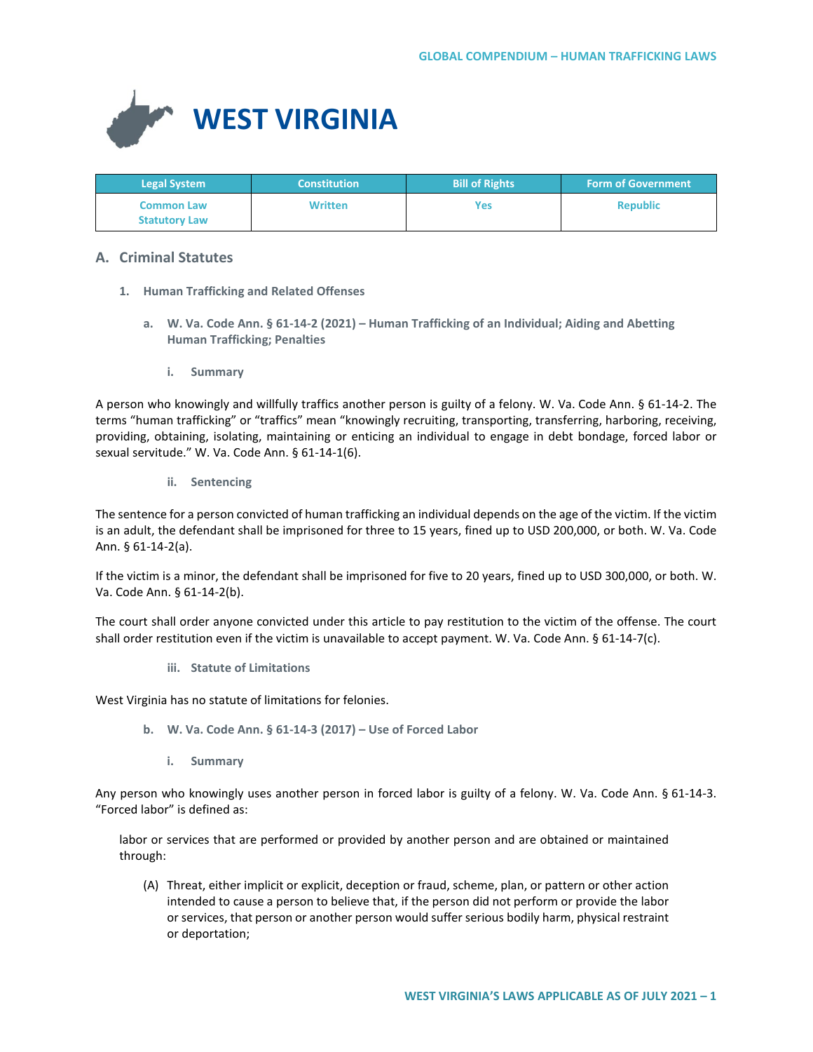# WEST VIRGINIA

| Legal System | Constitution | Bill of Rights | Form of Government |
|---|---|---|---|
| Common Law<br>Statutory Law | Written | Yes | Republic |

## A. Criminal Statutes

### 1. Human Trafficking and Related Offenses

#### a. W. Va. Code Ann. § 61-14-2 (2021) – Human Trafficking of an Individual; Aiding and Abetting Human Trafficking; Penalties

##### i. Summary

A person who knowingly and willfully traffics another person is guilty of a felony. W. Va. Code Ann. § 61-14-2. The terms "human trafficking" or "traffics" mean "knowingly recruiting, transporting, transferring, harboring, receiving, providing, obtaining, isolating, maintaining or enticing an individual to engage in debt bondage, forced labor or sexual servitude." W. Va. Code Ann. § 61-14-1(6).

##### ii. Sentencing

The sentence for a person convicted of human trafficking an individual depends on the age of the victim. If the victim is an adult, the defendant shall be imprisoned for three to 15 years, fined up to USD 200,000, or both. W. Va. Code Ann. § 61-14-2(a).

If the victim is a minor, the defendant shall be imprisoned for five to 20 years, fined up to USD 300,000, or both. W. Va. Code Ann. § 61-14-2(b).

The court shall order anyone convicted under this article to pay restitution to the victim of the offense. The court shall order restitution even if the victim is unavailable to accept payment. W. Va. Code Ann. § 61-14-7(c).

##### iii. Statute of Limitations

West Virginia has no statute of limitations for felonies.

#### b. W. Va. Code Ann. § 61-14-3 (2017) – Use of Forced Labor

##### i. Summary

Any person who knowingly uses another person in forced labor is guilty of a felony. W. Va. Code Ann. § 61-14-3. "Forced labor" is defined as:

> labor or services that are performed or provided by another person and are obtained or maintained through:
>
> (A) Threat, either implicit or explicit, deception or fraud, scheme, plan, or pattern or other action intended to cause a person to believe that, if the person did not perform or provide the labor or services, that person or another person would suffer serious bodily harm, physical restraint or deportation;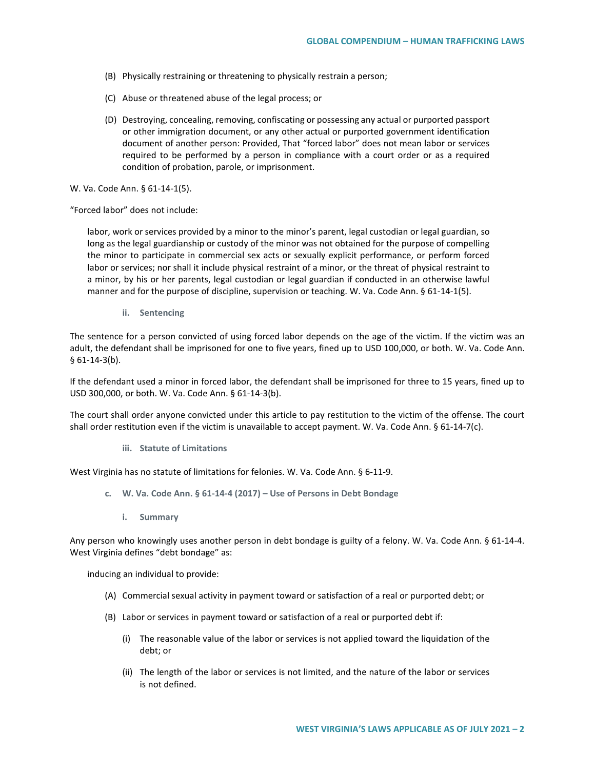(B) Physically restraining or threatening to physically restrain a person;

(C) Abuse or threatened abuse of the legal process; or

(D) Destroying, concealing, removing, confiscating or possessing any actual or purported passport or other immigration document, or any other actual or purported government identification document of another person: Provided, That "forced labor" does not mean labor or services required to be performed by a person in compliance with a court order or as a required condition of probation, parole, or imprisonment.

W. Va. Code Ann. § 61-14-1(5).

"Forced labor" does not include:

> labor, work or services provided by a minor to the minor's parent, legal custodian or legal guardian, so long as the legal guardianship or custody of the minor was not obtained for the purpose of compelling the minor to participate in commercial sex acts or sexually explicit performance, or perform forced labor or services; nor shall it include physical restraint of a minor, or the threat of physical restraint to a minor, by his or her parents, legal custodian or legal guardian if conducted in an otherwise lawful manner and for the purpose of discipline, supervision or teaching. W. Va. Code Ann. § 61-14-1(5).

#### ii. Sentencing

The sentence for a person convicted of using forced labor depends on the age of the victim. If the victim was an adult, the defendant shall be imprisoned for one to five years, fined up to USD 100,000, or both. W. Va. Code Ann. § 61-14-3(b).

If the defendant used a minor in forced labor, the defendant shall be imprisoned for three to 15 years, fined up to USD 300,000, or both. W. Va. Code Ann. § 61-14-3(b).

The court shall order anyone convicted under this article to pay restitution to the victim of the offense. The court shall order restitution even if the victim is unavailable to accept payment. W. Va. Code Ann. § 61-14-7(c).

#### iii. Statute of Limitations

West Virginia has no statute of limitations for felonies. W. Va. Code Ann. § 6-11-9.

### c. W. Va. Code Ann. § 61-14-4 (2017) – Use of Persons in Debt Bondage

#### i. Summary

Any person who knowingly uses another person in debt bondage is guilty of a felony. W. Va. Code Ann. § 61-14-4. West Virginia defines "debt bondage" as:

> inducing an individual to provide:
>
> (A) Commercial sexual activity in payment toward or satisfaction of a real or purported debt; or
>
> (B) Labor or services in payment toward or satisfaction of a real or purported debt if:
>
> (i) The reasonable value of the labor or services is not applied toward the liquidation of the debt; or
>
> (ii) The length of the labor or services is not limited, and the nature of the labor or services is not defined.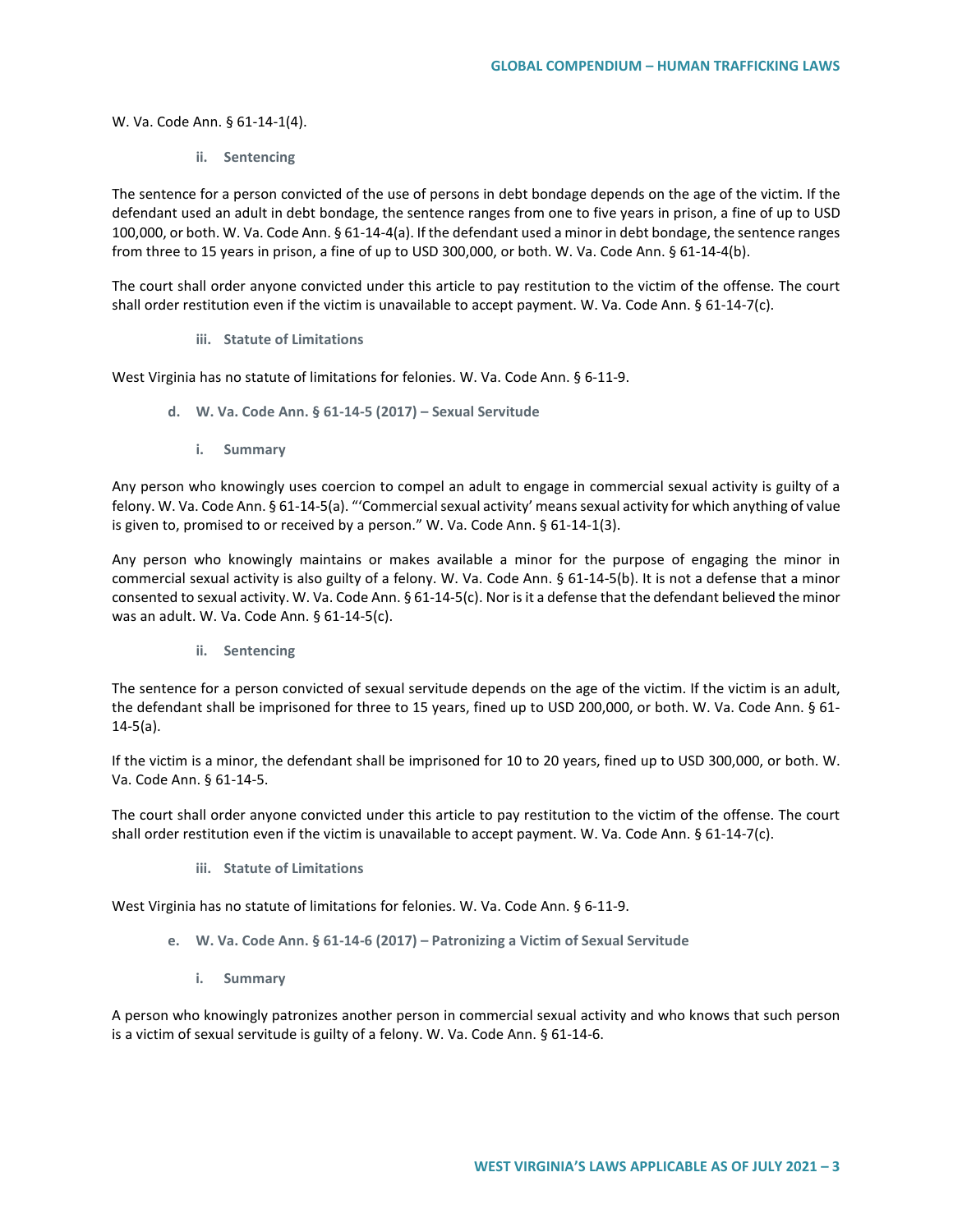W. Va. Code Ann. § 61-14-1(4).

#### ii. Sentencing

The sentence for a person convicted of the use of persons in debt bondage depends on the age of the victim. If the defendant used an adult in debt bondage, the sentence ranges from one to five years in prison, a fine of up to USD 100,000, or both. W. Va. Code Ann. § 61-14-4(a). If the defendant used a minor in debt bondage, the sentence ranges from three to 15 years in prison, a fine of up to USD 300,000, or both. W. Va. Code Ann. § 61-14-4(b).

The court shall order anyone convicted under this article to pay restitution to the victim of the offense. The court shall order restitution even if the victim is unavailable to accept payment. W. Va. Code Ann. § 61-14-7(c).

#### iii. Statute of Limitations

West Virginia has no statute of limitations for felonies. W. Va. Code Ann. § 6-11-9.

### d. W. Va. Code Ann. § 61-14-5 (2017) – Sexual Servitude

#### i. Summary

Any person who knowingly uses coercion to compel an adult to engage in commercial sexual activity is guilty of a felony. W. Va. Code Ann. § 61-14-5(a). "'Commercial sexual activity' means sexual activity for which anything of value is given to, promised to or received by a person." W. Va. Code Ann. § 61-14-1(3).

Any person who knowingly maintains or makes available a minor for the purpose of engaging the minor in commercial sexual activity is also guilty of a felony. W. Va. Code Ann. § 61-14-5(b). It is not a defense that a minor consented to sexual activity. W. Va. Code Ann. § 61-14-5(c). Nor is it a defense that the defendant believed the minor was an adult. W. Va. Code Ann. § 61-14-5(c).

#### ii. Sentencing

The sentence for a person convicted of sexual servitude depends on the age of the victim. If the victim is an adult, the defendant shall be imprisoned for three to 15 years, fined up to USD 200,000, or both. W. Va. Code Ann. § 61-14-5(a).

If the victim is a minor, the defendant shall be imprisoned for 10 to 20 years, fined up to USD 300,000, or both. W. Va. Code Ann. § 61-14-5.

The court shall order anyone convicted under this article to pay restitution to the victim of the offense. The court shall order restitution even if the victim is unavailable to accept payment. W. Va. Code Ann. § 61-14-7(c).

#### iii. Statute of Limitations

West Virginia has no statute of limitations for felonies. W. Va. Code Ann. § 6-11-9.

### e. W. Va. Code Ann. § 61-14-6 (2017) – Patronizing a Victim of Sexual Servitude

#### i. Summary

A person who knowingly patronizes another person in commercial sexual activity and who knows that such person is a victim of sexual servitude is guilty of a felony. W. Va. Code Ann. § 61-14-6.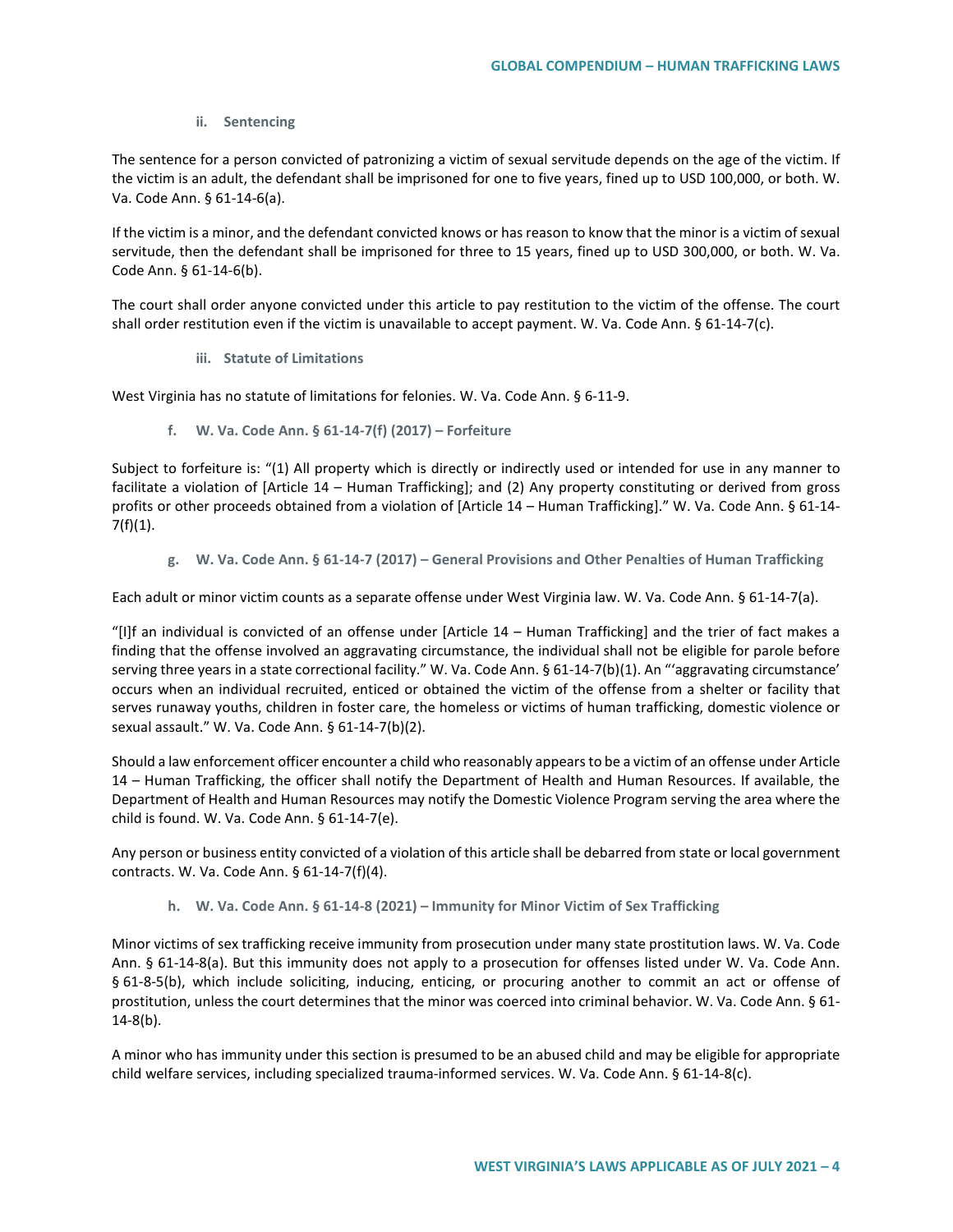#### ii. Sentencing

The sentence for a person convicted of patronizing a victim of sexual servitude depends on the age of the victim. If the victim is an adult, the defendant shall be imprisoned for one to five years, fined up to USD 100,000, or both. W. Va. Code Ann. § 61-14-6(a).

If the victim is a minor, and the defendant convicted knows or has reason to know that the minor is a victim of sexual servitude, then the defendant shall be imprisoned for three to 15 years, fined up to USD 300,000, or both. W. Va. Code Ann. § 61-14-6(b).

The court shall order anyone convicted under this article to pay restitution to the victim of the offense. The court shall order restitution even if the victim is unavailable to accept payment. W. Va. Code Ann. § 61-14-7(c).

#### iii. Statute of Limitations

West Virginia has no statute of limitations for felonies. W. Va. Code Ann. § 6-11-9.

### f. W. Va. Code Ann. § 61-14-7(f) (2017) – Forfeiture

Subject to forfeiture is: "(1) All property which is directly or indirectly used or intended for use in any manner to facilitate a violation of [Article 14 – Human Trafficking]; and (2) Any property constituting or derived from gross profits or other proceeds obtained from a violation of [Article 14 – Human Trafficking]." W. Va. Code Ann. § 61-14-7(f)(1).

### g. W. Va. Code Ann. § 61-14-7 (2017) – General Provisions and Other Penalties of Human Trafficking

Each adult or minor victim counts as a separate offense under West Virginia law. W. Va. Code Ann. § 61-14-7(a).

"[I]f an individual is convicted of an offense under [Article 14 – Human Trafficking] and the trier of fact makes a finding that the offense involved an aggravating circumstance, the individual shall not be eligible for parole before serving three years in a state correctional facility." W. Va. Code Ann. § 61-14-7(b)(1). An "'aggravating circumstance' occurs when an individual recruited, enticed or obtained the victim of the offense from a shelter or facility that serves runaway youths, children in foster care, the homeless or victims of human trafficking, domestic violence or sexual assault." W. Va. Code Ann. § 61-14-7(b)(2).

Should a law enforcement officer encounter a child who reasonably appears to be a victim of an offense under Article 14 – Human Trafficking, the officer shall notify the Department of Health and Human Resources. If available, the Department of Health and Human Resources may notify the Domestic Violence Program serving the area where the child is found. W. Va. Code Ann. § 61-14-7(e).

Any person or business entity convicted of a violation of this article shall be debarred from state or local government contracts. W. Va. Code Ann. § 61-14-7(f)(4).

### h. W. Va. Code Ann. § 61-14-8 (2021) – Immunity for Minor Victim of Sex Trafficking

Minor victims of sex trafficking receive immunity from prosecution under many state prostitution laws. W. Va. Code Ann. § 61-14-8(a). But this immunity does not apply to a prosecution for offenses listed under W. Va. Code Ann. § 61-8-5(b), which include soliciting, inducing, enticing, or procuring another to commit an act or offense of prostitution, unless the court determines that the minor was coerced into criminal behavior. W. Va. Code Ann. § 61-14-8(b).

A minor who has immunity under this section is presumed to be an abused child and may be eligible for appropriate child welfare services, including specialized trauma-informed services. W. Va. Code Ann. § 61-14-8(c).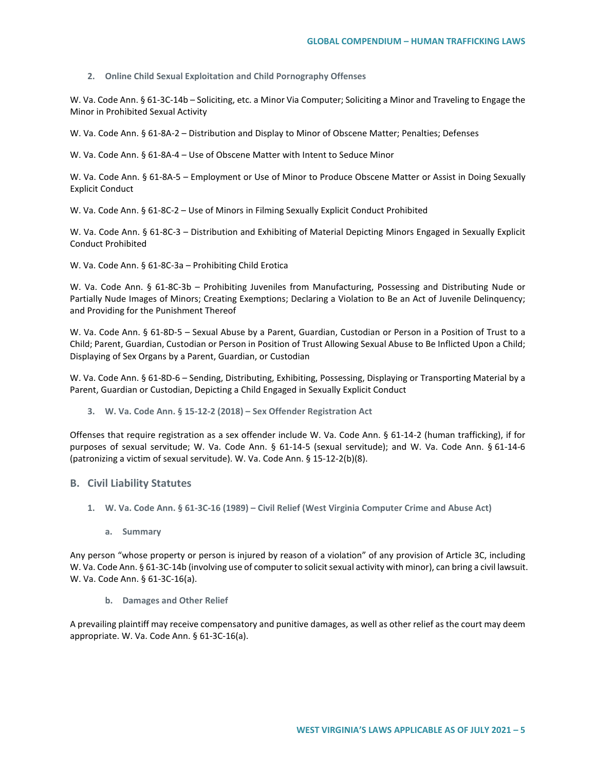### 2. Online Child Sexual Exploitation and Child Pornography Offenses

W. Va. Code Ann. § 61-3C-14b – Soliciting, etc. a Minor Via Computer; Soliciting a Minor and Traveling to Engage the Minor in Prohibited Sexual Activity

W. Va. Code Ann. § 61-8A-2 – Distribution and Display to Minor of Obscene Matter; Penalties; Defenses

W. Va. Code Ann. § 61-8A-4 – Use of Obscene Matter with Intent to Seduce Minor

W. Va. Code Ann. § 61-8A-5 – Employment or Use of Minor to Produce Obscene Matter or Assist in Doing Sexually Explicit Conduct

W. Va. Code Ann. § 61-8C-2 – Use of Minors in Filming Sexually Explicit Conduct Prohibited

W. Va. Code Ann. § 61-8C-3 – Distribution and Exhibiting of Material Depicting Minors Engaged in Sexually Explicit Conduct Prohibited

W. Va. Code Ann. § 61-8C-3a – Prohibiting Child Erotica

W. Va. Code Ann. § 61-8C-3b – Prohibiting Juveniles from Manufacturing, Possessing and Distributing Nude or Partially Nude Images of Minors; Creating Exemptions; Declaring a Violation to Be an Act of Juvenile Delinquency; and Providing for the Punishment Thereof

W. Va. Code Ann. § 61-8D-5 – Sexual Abuse by a Parent, Guardian, Custodian or Person in a Position of Trust to a Child; Parent, Guardian, Custodian or Person in Position of Trust Allowing Sexual Abuse to Be Inflicted Upon a Child; Displaying of Sex Organs by a Parent, Guardian, or Custodian

W. Va. Code Ann. § 61-8D-6 – Sending, Distributing, Exhibiting, Possessing, Displaying or Transporting Material by a Parent, Guardian or Custodian, Depicting a Child Engaged in Sexually Explicit Conduct

### 3. W. Va. Code Ann. § 15-12-2 (2018) – Sex Offender Registration Act

Offenses that require registration as a sex offender include W. Va. Code Ann. § 61-14-2 (human trafficking), if for purposes of sexual servitude; W. Va. Code Ann. § 61-14-5 (sexual servitude); and W. Va. Code Ann. § 61-14-6 (patronizing a victim of sexual servitude). W. Va. Code Ann. § 15-12-2(b)(8).

## B. Civil Liability Statutes

### 1. W. Va. Code Ann. § 61-3C-16 (1989) – Civil Relief (West Virginia Computer Crime and Abuse Act)

#### a. Summary

Any person "whose property or person is injured by reason of a violation" of any provision of Article 3C, including W. Va. Code Ann. § 61-3C-14b (involving use of computer to solicit sexual activity with minor), can bring a civil lawsuit. W. Va. Code Ann. § 61-3C-16(a).

#### b. Damages and Other Relief

A prevailing plaintiff may receive compensatory and punitive damages, as well as other relief as the court may deem appropriate. W. Va. Code Ann. § 61-3C-16(a).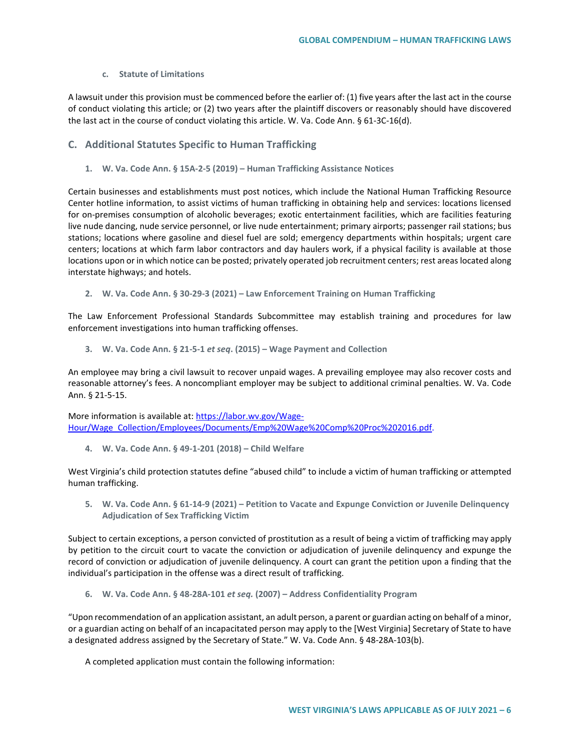#### c. Statute of Limitations

A lawsuit under this provision must be commenced before the earlier of: (1) five years after the last act in the course of conduct violating this article; or (2) two years after the plaintiff discovers or reasonably should have discovered the last act in the course of conduct violating this article. W. Va. Code Ann. § 61-3C-16(d).

## C. Additional Statutes Specific to Human Trafficking

### 1. W. Va. Code Ann. § 15A-2-5 (2019) – Human Trafficking Assistance Notices

Certain businesses and establishments must post notices, which include the National Human Trafficking Resource Center hotline information, to assist victims of human trafficking in obtaining help and services: locations licensed for on-premises consumption of alcoholic beverages; exotic entertainment facilities, which are facilities featuring live nude dancing, nude service personnel, or live nude entertainment; primary airports; passenger rail stations; bus stations; locations where gasoline and diesel fuel are sold; emergency departments within hospitals; urgent care centers; locations at which farm labor contractors and day haulers work, if a physical facility is available at those locations upon or in which notice can be posted; privately operated job recruitment centers; rest areas located along interstate highways; and hotels.

### 2. W. Va. Code Ann. § 30-29-3 (2021) – Law Enforcement Training on Human Trafficking

The Law Enforcement Professional Standards Subcommittee may establish training and procedures for law enforcement investigations into human trafficking offenses.

### 3. W. Va. Code Ann. § 21-5-1 *et seq*. (2015) – Wage Payment and Collection

An employee may bring a civil lawsuit to recover unpaid wages. A prevailing employee may also recover costs and reasonable attorney's fees. A noncompliant employer may be subject to additional criminal penalties. W. Va. Code Ann. § 21-5-15.

More information is available at: [https://labor.wv.gov/Wage-Hour/Wage_Collection/Employees/Documents/Emp%20Wage%20Comp%20Proc%202016.pdf](https://labor.wv.gov/Wage-Hour/Wage_Collection/Employees/Documents/Emp%20Wage%20Comp%20Proc%202016.pdf).

### 4. W. Va. Code Ann. § 49-1-201 (2018) – Child Welfare

West Virginia's child protection statutes define "abused child" to include a victim of human trafficking or attempted human trafficking.

### 5. W. Va. Code Ann. § 61-14-9 (2021) – Petition to Vacate and Expunge Conviction or Juvenile Delinquency Adjudication of Sex Trafficking Victim

Subject to certain exceptions, a person convicted of prostitution as a result of being a victim of trafficking may apply by petition to the circuit court to vacate the conviction or adjudication of juvenile delinquency and expunge the record of conviction or adjudication of juvenile delinquency. A court can grant the petition upon a finding that the individual's participation in the offense was a direct result of trafficking.

### 6. W. Va. Code Ann. § 48-28A-101 *et seq.* (2007) – Address Confidentiality Program

"Upon recommendation of an application assistant, an adult person, a parent or guardian acting on behalf of a minor, or a guardian acting on behalf of an incapacitated person may apply to the [West Virginia] Secretary of State to have a designated address assigned by the Secretary of State." W. Va. Code Ann. § 48-28A-103(b).

A completed application must contain the following information: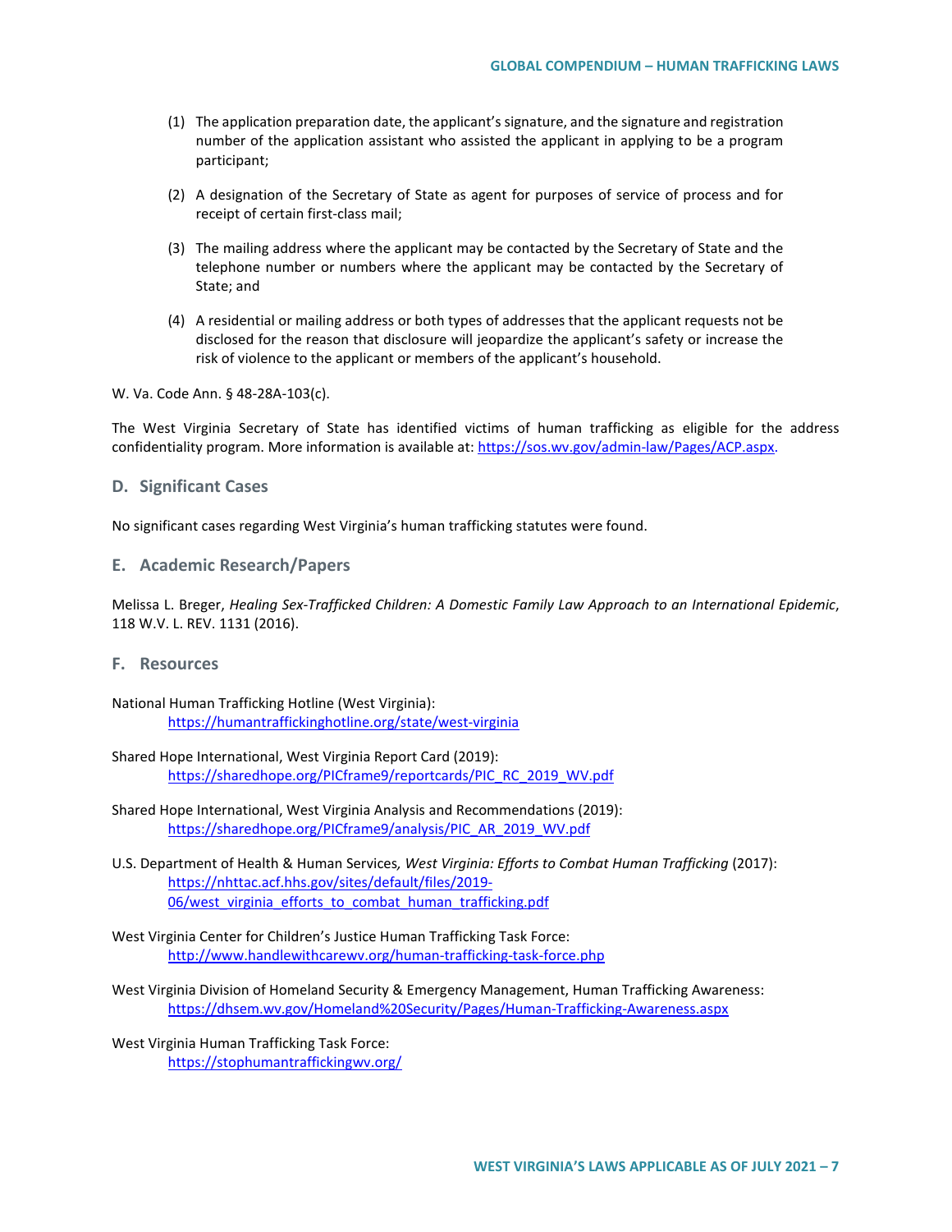(1) The application preparation date, the applicant's signature, and the signature and registration number of the application assistant who assisted the applicant in applying to be a program participant;

(2) A designation of the Secretary of State as agent for purposes of service of process and for receipt of certain first-class mail;

(3) The mailing address where the applicant may be contacted by the Secretary of State and the telephone number or numbers where the applicant may be contacted by the Secretary of State; and

(4) A residential or mailing address or both types of addresses that the applicant requests not be disclosed for the reason that disclosure will jeopardize the applicant's safety or increase the risk of violence to the applicant or members of the applicant's household.

W. Va. Code Ann. § 48-28A-103(c).

The West Virginia Secretary of State has identified victims of human trafficking as eligible for the address confidentiality program. More information is available at: https://sos.wv.gov/admin-law/Pages/ACP.aspx.

## D. Significant Cases

No significant cases regarding West Virginia's human trafficking statutes were found.

## E. Academic Research/Papers

Melissa L. Breger, *Healing Sex-Trafficked Children: A Domestic Family Law Approach to an International Epidemic*, 118 W.V. L. REV. 1131 (2016).

## F. Resources

National Human Trafficking Hotline (West Virginia):
https://humantraffickinghotline.org/state/west-virginia

Shared Hope International, West Virginia Report Card (2019):
https://sharedhope.org/PICframe9/reportcards/PIC_RC_2019_WV.pdf

Shared Hope International, West Virginia Analysis and Recommendations (2019):
https://sharedhope.org/PICframe9/analysis/PIC_AR_2019_WV.pdf

U.S. Department of Health & Human Services*, West Virginia: Efforts to Combat Human Trafficking* (2017):
https://nhttac.acf.hhs.gov/sites/default/files/2019-06/west_virginia_efforts_to_combat_human_trafficking.pdf

West Virginia Center for Children's Justice Human Trafficking Task Force:
http://www.handlewithcarewv.org/human-trafficking-task-force.php

West Virginia Division of Homeland Security & Emergency Management, Human Trafficking Awareness:
https://dhsem.wv.gov/Homeland%20Security/Pages/Human-Trafficking-Awareness.aspx

West Virginia Human Trafficking Task Force:
https://stophumantraffickingwv.org/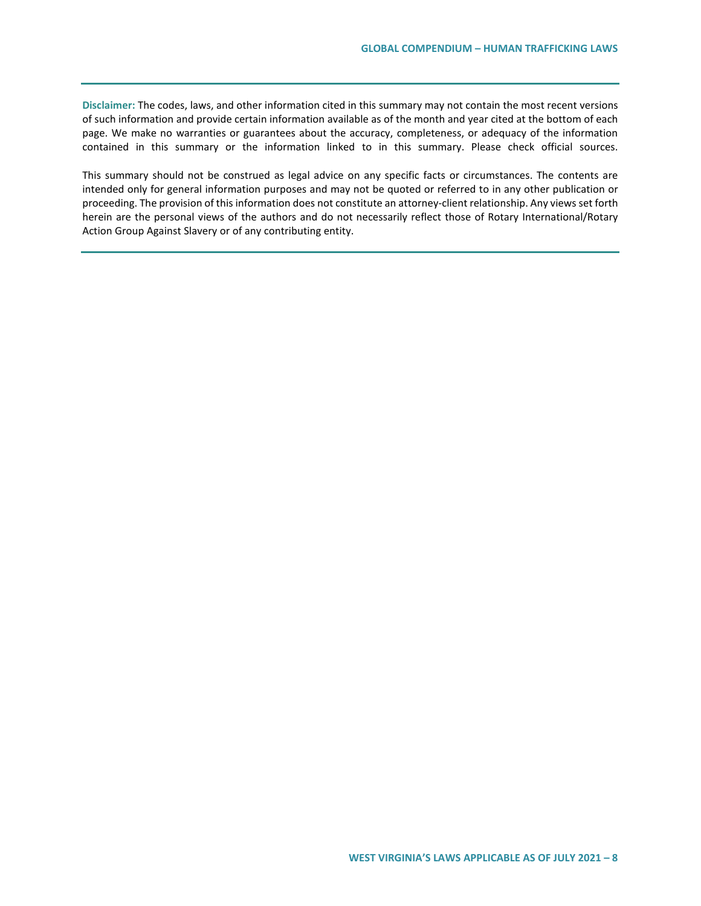**Disclaimer:** The codes, laws, and other information cited in this summary may not contain the most recent versions of such information and provide certain information available as of the month and year cited at the bottom of each page. We make no warranties or guarantees about the accuracy, completeness, or adequacy of the information contained in this summary or the information linked to in this summary. Please check official sources.

This summary should not be construed as legal advice on any specific facts or circumstances. The contents are intended only for general information purposes and may not be quoted or referred to in any other publication or proceeding. The provision of this information does not constitute an attorney-client relationship. Any views set forth herein are the personal views of the authors and do not necessarily reflect those of Rotary International/Rotary Action Group Against Slavery or of any contributing entity.